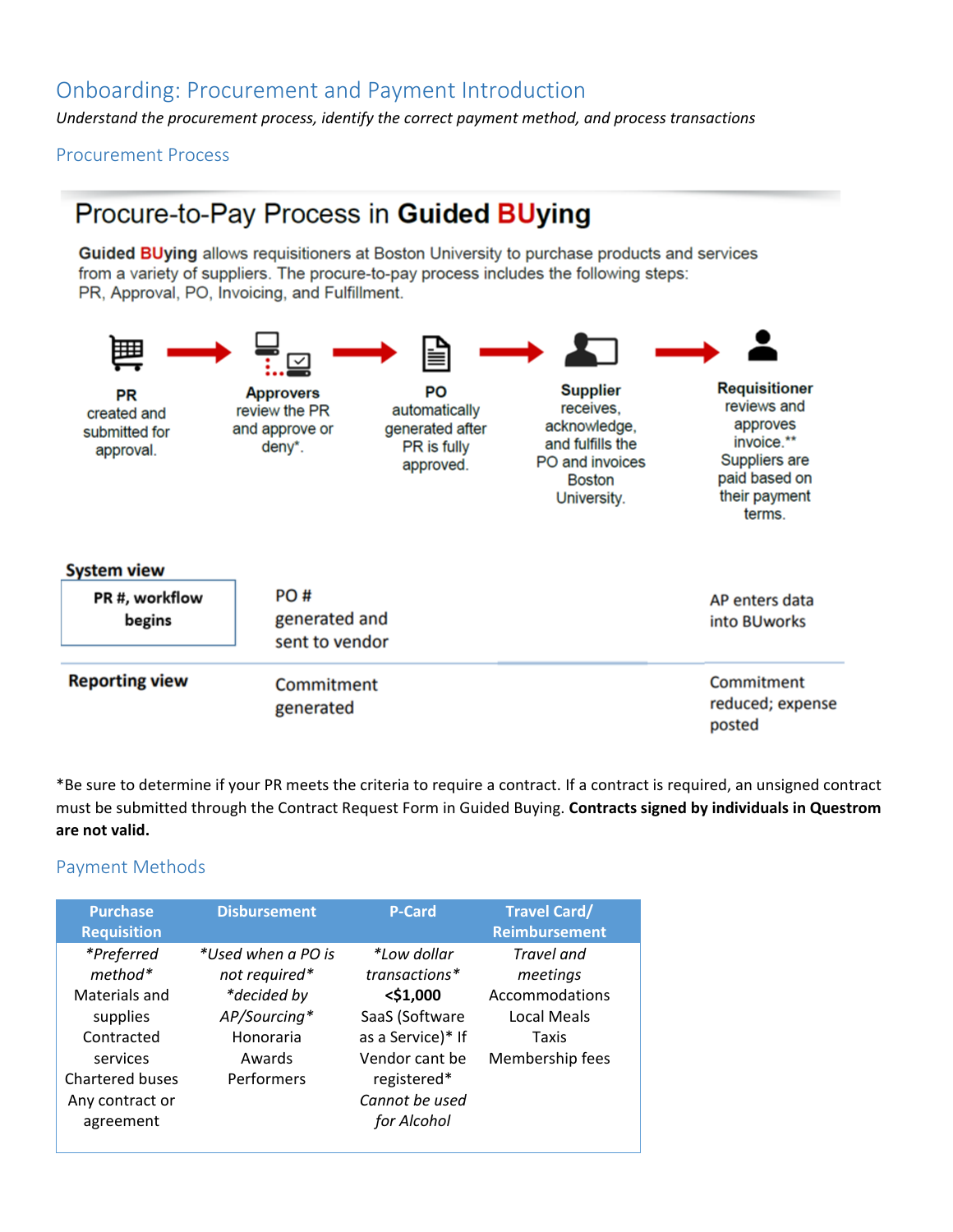# Onboarding: Procurement and Payment Introduction

*Understand the procurement process, identify the correct payment method, and process transactions*

## Procurement Process

### Procure-to-Pay Process in Guided BUying

**Guided BUying** allows requisitioners at Boston University to purchase products and services from a variety of suppliers. The procure-to-pay process includes the following steps: PR, Approval, PO, Invoicing, and Fulfillment.

1. **PR** created and submitted for approval.
2. **Approvers** review the PR and approve or deny*.
3. **PO** automatically generated after PR is fully approved.
4. **Supplier** receives, acknowledge, and fulfills the PO and invoices Boston University.
5. **Requisitioner** reviews and approves invoice.** Suppliers are paid based on their payment terms.

| | | |
|---|---|---|
| **System view** | | |
| **PR #, workflow begins** | PO # generated and sent to vendor | AP enters data into BUworks |
| **Reporting view** | Commitment generated | Commitment reduced; expense posted |

*Be sure to determine if your PR meets the criteria to require a contract. If a contract is required, an unsigned contract must be submitted through the Contract Request Form in Guided Buying. **Contracts signed by individuals in Questrom are not valid.**

## Payment Methods

| Purchase Requisition | Disbursement | P-Card | Travel Card/ Reimbursement |
|---|---|---|---|
| *\*Preferred method\** | *\*Used when a PO is not required\** | *\*Low dollar transactions\** | *Travel and meetings* |
| Materials and supplies | *\*decided by AP/Sourcing\** | **<$1,000** | Accommodations |
| Contracted services | Honoraria | SaaS (Software as a Service)* If Vendor cant be registered* | Local Meals |
| Chartered buses | Awards | *Cannot be used for Alcohol* | Taxis |
| Any contract or agreement | Performers | | Membership fees |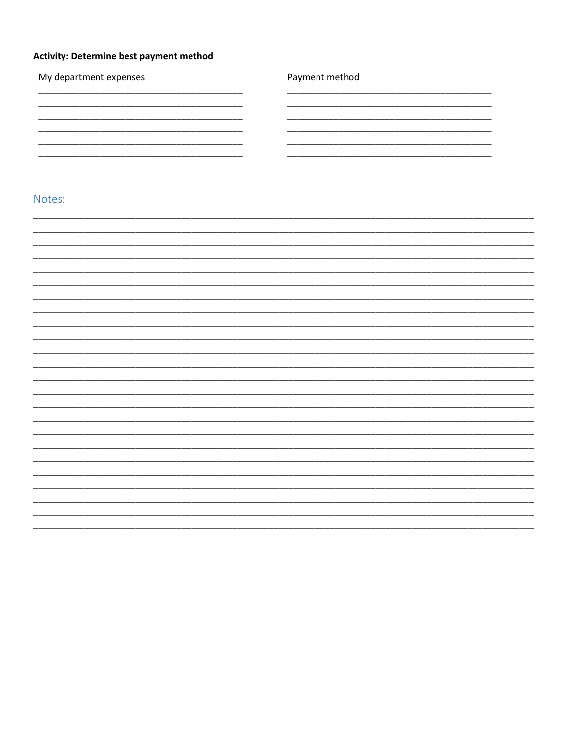**Activity: Determine best payment method**

| My department expenses | Payment method |
|---|---|
| ________________________________________ | ________________________________________ |
| ________________________________________ | ________________________________________ |
| ________________________________________ | ________________________________________ |
| ________________________________________ | ________________________________________ |
| ________________________________________ | ________________________________________ |
| ________________________________________ | ________________________________________ |

## Notes:

____________________________________________________________________________________________________

____________________________________________________________________________________________________

____________________________________________________________________________________________________

____________________________________________________________________________________________________

____________________________________________________________________________________________________

____________________________________________________________________________________________________

____________________________________________________________________________________________________

____________________________________________________________________________________________________

____________________________________________________________________________________________________

____________________________________________________________________________________________________

____________________________________________________________________________________________________

____________________________________________________________________________________________________

____________________________________________________________________________________________________

____________________________________________________________________________________________________

____________________________________________________________________________________________________

____________________________________________________________________________________________________

____________________________________________________________________________________________________

____________________________________________________________________________________________________

____________________________________________________________________________________________________

____________________________________________________________________________________________________

____________________________________________________________________________________________________

____________________________________________________________________________________________________

____________________________________________________________________________________________________

____________________________________________________________________________________________________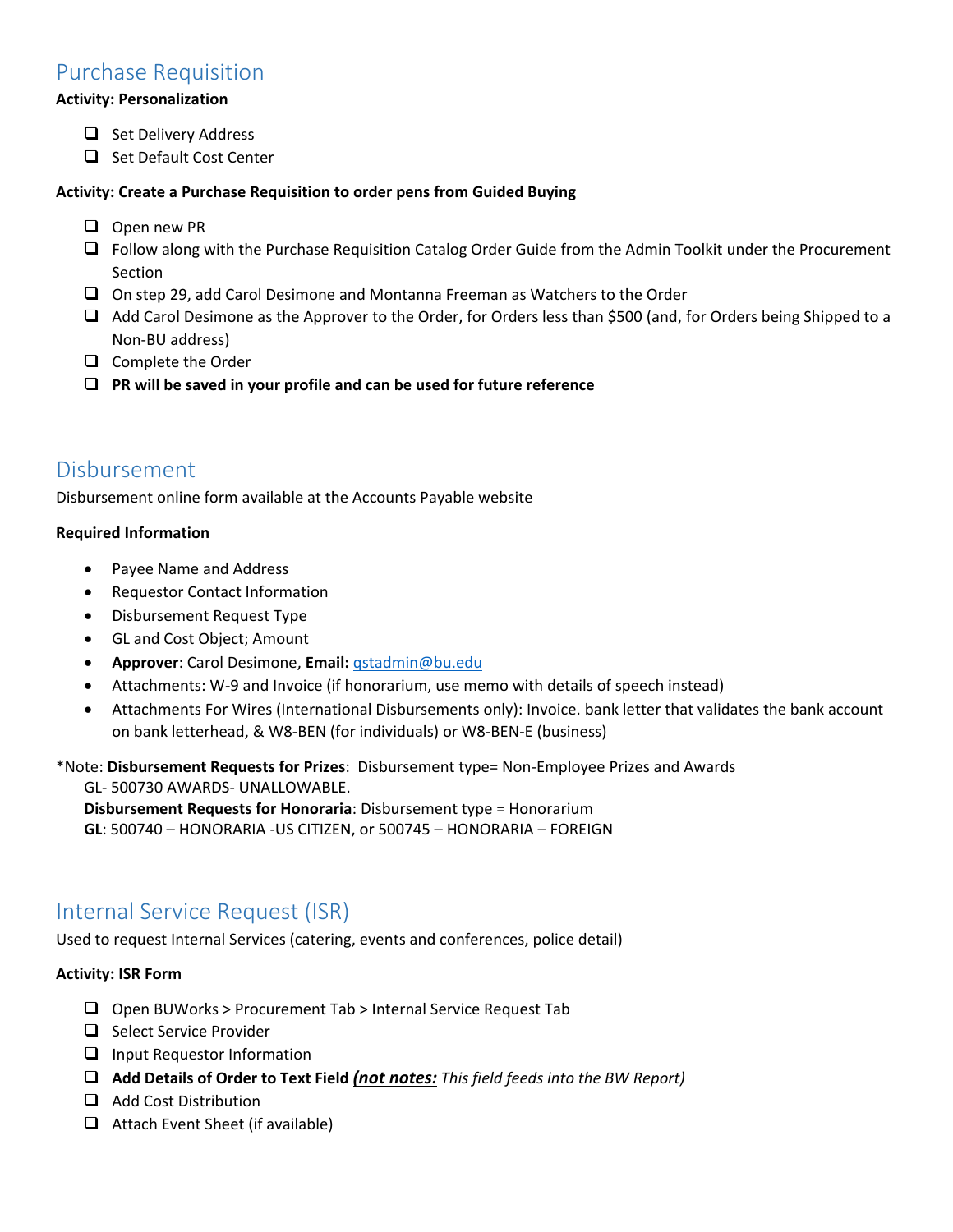## Purchase Requisition

**Activity: Personalization**

- [ ] Set Delivery Address
- [ ] Set Default Cost Center

**Activity: Create a Purchase Requisition to order pens from Guided Buying**

- [ ] Open new PR
- [ ] Follow along with the Purchase Requisition Catalog Order Guide from the Admin Toolkit under the Procurement Section
- [ ] On step 29, add Carol Desimone and Montanna Freeman as Watchers to the Order
- [ ] Add Carol Desimone as the Approver to the Order, for Orders less than $500 (and, for Orders being Shipped to a Non-BU address)
- [ ] Complete the Order
- [ ] **PR will be saved in your profile and can be used for future reference**

## Disbursement

Disbursement online form available at the Accounts Payable website

**Required Information**

- Payee Name and Address
- Requestor Contact Information
- Disbursement Request Type
- GL and Cost Object; Amount
- **Approver**: Carol Desimone, **Email:** qstadmin@bu.edu
- Attachments: W-9 and Invoice (if honorarium, use memo with details of speech instead)
- Attachments For Wires (International Disbursements only): Invoice. bank letter that validates the bank account on bank letterhead, & W8-BEN (for individuals) or W8-BEN-E (business)

*Note: **Disbursement Requests for Prizes**: Disbursement type= Non-Employee Prizes and Awards
GL- 500730 AWARDS- UNALLOWABLE.
**Disbursement Requests for Honoraria**: Disbursement type = Honorarium
**GL**: 500740 – HONORARIA -US CITIZEN, or 500745 – HONORARIA – FOREIGN

## Internal Service Request (ISR)

Used to request Internal Services (catering, events and conferences, police detail)

**Activity: ISR Form**

- [ ] Open BUWorks > Procurement Tab > Internal Service Request Tab
- [ ] Select Service Provider
- [ ] Input Requestor Information
- [ ] **Add Details of Order to Text Field *(not notes:*** *This field feeds into the BW Report)*
- [ ] Add Cost Distribution
- [ ] Attach Event Sheet (if available)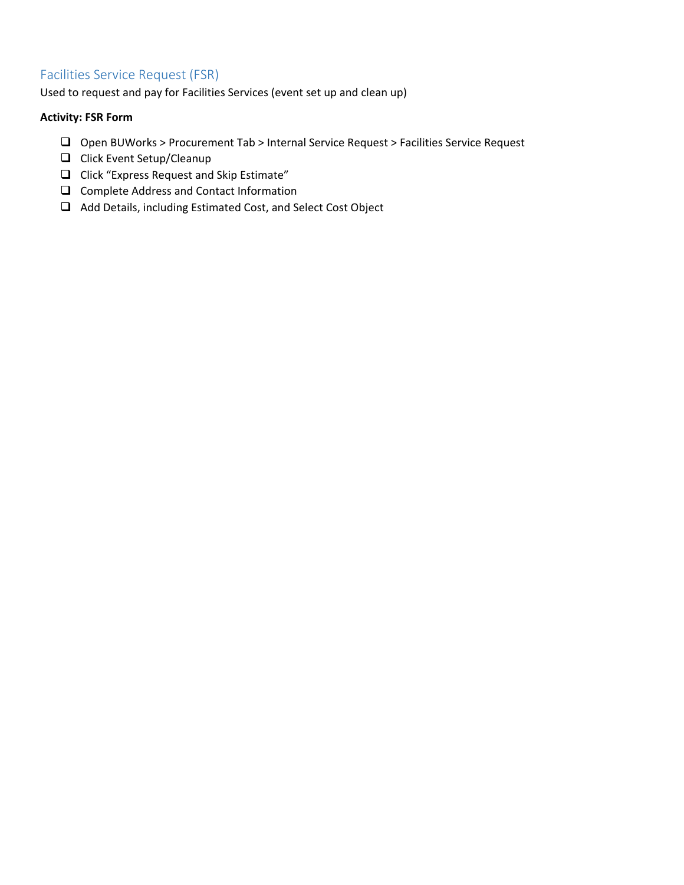## Facilities Service Request (FSR)

Used to request and pay for Facilities Services (event set up and clean up)

**Activity: FSR Form**

- [ ] Open BUWorks > Procurement Tab > Internal Service Request > Facilities Service Request
- [ ] Click Event Setup/Cleanup
- [ ] Click “Express Request and Skip Estimate”
- [ ] Complete Address and Contact Information
- [ ] Add Details, including Estimated Cost, and Select Cost Object